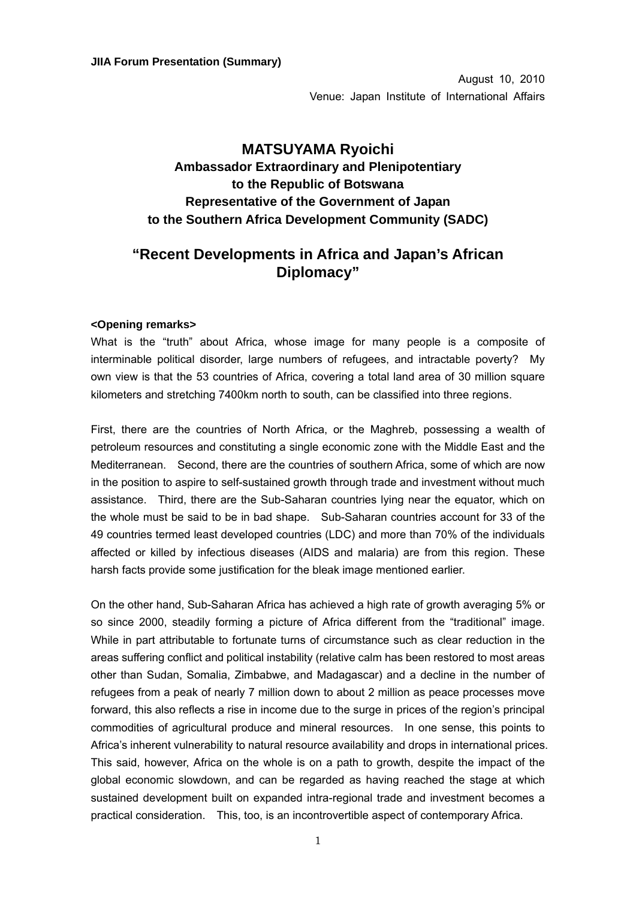**JIIA Forum Presentation (Summary)**

August 10, 2010

Venue: Japan Institute of International Affairs

# MATSUYAMA Ryoichi

**Ambassador Extraordinary and Plenipotentiary**
**to the Republic of Botswana**
**Representative of the Government of Japan**
**to the Southern Africa Development Community (SADC)**

# "Recent Developments in Africa and Japan's African Diplomacy"

**<Opening remarks>**

What is the "truth" about Africa, whose image for many people is a composite of interminable political disorder, large numbers of refugees, and intractable poverty? My own view is that the 53 countries of Africa, covering a total land area of 30 million square kilometers and stretching 7400km north to south, can be classified into three regions.

First, there are the countries of North Africa, or the Maghreb, possessing a wealth of petroleum resources and constituting a single economic zone with the Middle East and the Mediterranean. Second, there are the countries of southern Africa, some of which are now in the position to aspire to self-sustained growth through trade and investment without much assistance. Third, there are the Sub-Saharan countries lying near the equator, which on the whole must be said to be in bad shape. Sub-Saharan countries account for 33 of the 49 countries termed least developed countries (LDC) and more than 70% of the individuals affected or killed by infectious diseases (AIDS and malaria) are from this region. These harsh facts provide some justification for the bleak image mentioned earlier.

On the other hand, Sub-Saharan Africa has achieved a high rate of growth averaging 5% or so since 2000, steadily forming a picture of Africa different from the "traditional" image. While in part attributable to fortunate turns of circumstance such as clear reduction in the areas suffering conflict and political instability (relative calm has been restored to most areas other than Sudan, Somalia, Zimbabwe, and Madagascar) and a decline in the number of refugees from a peak of nearly 7 million down to about 2 million as peace processes move forward, this also reflects a rise in income due to the surge in prices of the region's principal commodities of agricultural produce and mineral resources. In one sense, this points to Africa's inherent vulnerability to natural resource availability and drops in international prices. This said, however, Africa on the whole is on a path to growth, despite the impact of the global economic slowdown, and can be regarded as having reached the stage at which sustained development built on expanded intra-regional trade and investment becomes a practical consideration. This, too, is an incontrovertible aspect of contemporary Africa.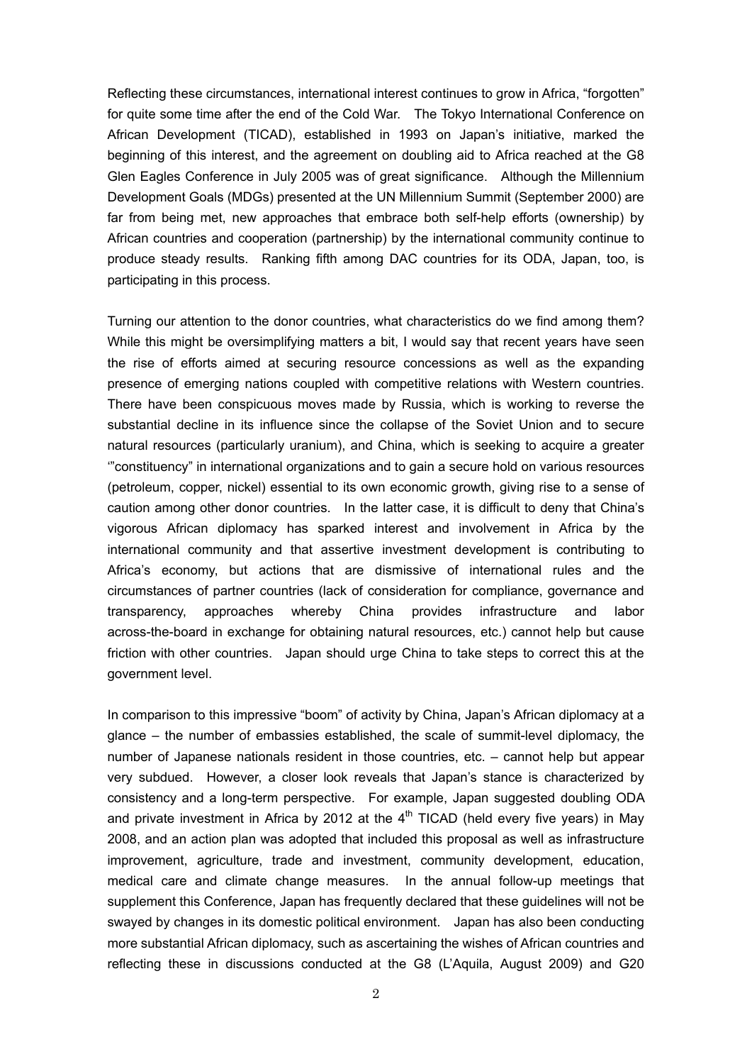Reflecting these circumstances, international interest continues to grow in Africa, "forgotten" for quite some time after the end of the Cold War. The Tokyo International Conference on African Development (TICAD), established in 1993 on Japan's initiative, marked the beginning of this interest, and the agreement on doubling aid to Africa reached at the G8 Glen Eagles Conference in July 2005 was of great significance. Although the Millennium Development Goals (MDGs) presented at the UN Millennium Summit (September 2000) are far from being met, new approaches that embrace both self-help efforts (ownership) by African countries and cooperation (partnership) by the international community continue to produce steady results. Ranking fifth among DAC countries for its ODA, Japan, too, is participating in this process.

Turning our attention to the donor countries, what characteristics do we find among them? While this might be oversimplifying matters a bit, I would say that recent years have seen the rise of efforts aimed at securing resource concessions as well as the expanding presence of emerging nations coupled with competitive relations with Western countries. There have been conspicuous moves made by Russia, which is working to reverse the substantial decline in its influence since the collapse of the Soviet Union and to secure natural resources (particularly uranium), and China, which is seeking to acquire a greater '"constituency" in international organizations and to gain a secure hold on various resources (petroleum, copper, nickel) essential to its own economic growth, giving rise to a sense of caution among other donor countries. In the latter case, it is difficult to deny that China's vigorous African diplomacy has sparked interest and involvement in Africa by the international community and that assertive investment development is contributing to Africa's economy, but actions that are dismissive of international rules and the circumstances of partner countries (lack of consideration for compliance, governance and transparency, approaches whereby China provides infrastructure and labor across-the-board in exchange for obtaining natural resources, etc.) cannot help but cause friction with other countries. Japan should urge China to take steps to correct this at the government level.

In comparison to this impressive "boom" of activity by China, Japan's African diplomacy at a glance – the number of embassies established, the scale of summit-level diplomacy, the number of Japanese nationals resident in those countries, etc. – cannot help but appear very subdued. However, a closer look reveals that Japan's stance is characterized by consistency and a long-term perspective. For example, Japan suggested doubling ODA and private investment in Africa by 2012 at the 4th TICAD (held every five years) in May 2008, and an action plan was adopted that included this proposal as well as infrastructure improvement, agriculture, trade and investment, community development, education, medical care and climate change measures. In the annual follow-up meetings that supplement this Conference, Japan has frequently declared that these guidelines will not be swayed by changes in its domestic political environment. Japan has also been conducting more substantial African diplomacy, such as ascertaining the wishes of African countries and reflecting these in discussions conducted at the G8 (L'Aquila, August 2009) and G20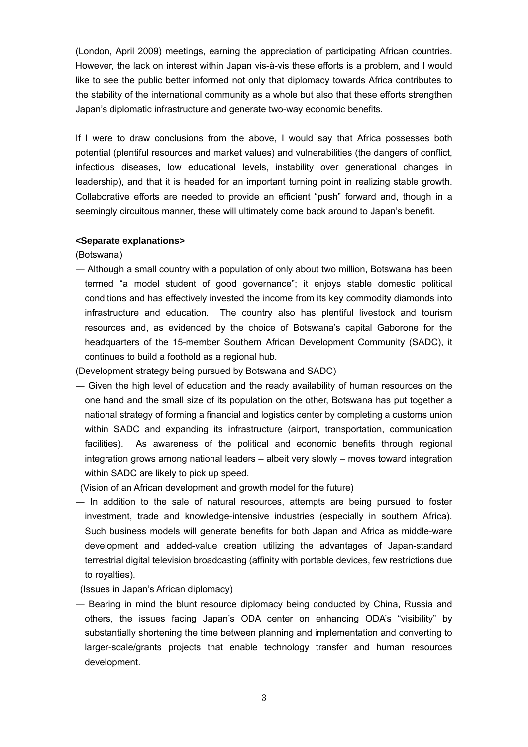(London, April 2009) meetings, earning the appreciation of participating African countries. However, the lack on interest within Japan vis-à-vis these efforts is a problem, and I would like to see the public better informed not only that diplomacy towards Africa contributes to the stability of the international community as a whole but also that these efforts strengthen Japan's diplomatic infrastructure and generate two-way economic benefits.

If I were to draw conclusions from the above, I would say that Africa possesses both potential (plentiful resources and market values) and vulnerabilities (the dangers of conflict, infectious diseases, low educational levels, instability over generational changes in leadership), and that it is headed for an important turning point in realizing stable growth. Collaborative efforts are needed to provide an efficient "push" forward and, though in a seemingly circuitous manner, these will ultimately come back around to Japan's benefit.

**<Separate explanations>**

(Botswana)

— Although a small country with a population of only about two million, Botswana has been termed "a model student of good governance"; it enjoys stable domestic political conditions and has effectively invested the income from its key commodity diamonds into infrastructure and education. The country also has plentiful livestock and tourism resources and, as evidenced by the choice of Botswana's capital Gaborone for the headquarters of the 15-member Southern African Development Community (SADC), it continues to build a foothold as a regional hub.

(Development strategy being pursued by Botswana and SADC)

— Given the high level of education and the ready availability of human resources on the one hand and the small size of its population on the other, Botswana has put together a national strategy of forming a financial and logistics center by completing a customs union within SADC and expanding its infrastructure (airport, transportation, communication facilities). As awareness of the political and economic benefits through regional integration grows among national leaders – albeit very slowly – moves toward integration within SADC are likely to pick up speed.

(Vision of an African development and growth model for the future)

— In addition to the sale of natural resources, attempts are being pursued to foster investment, trade and knowledge-intensive industries (especially in southern Africa). Such business models will generate benefits for both Japan and Africa as middle-ware development and added-value creation utilizing the advantages of Japan-standard terrestrial digital television broadcasting (affinity with portable devices, few restrictions due to royalties).

(Issues in Japan's African diplomacy)

— Bearing in mind the blunt resource diplomacy being conducted by China, Russia and others, the issues facing Japan's ODA center on enhancing ODA's "visibility" by substantially shortening the time between planning and implementation and converting to larger-scale/grants projects that enable technology transfer and human resources development.